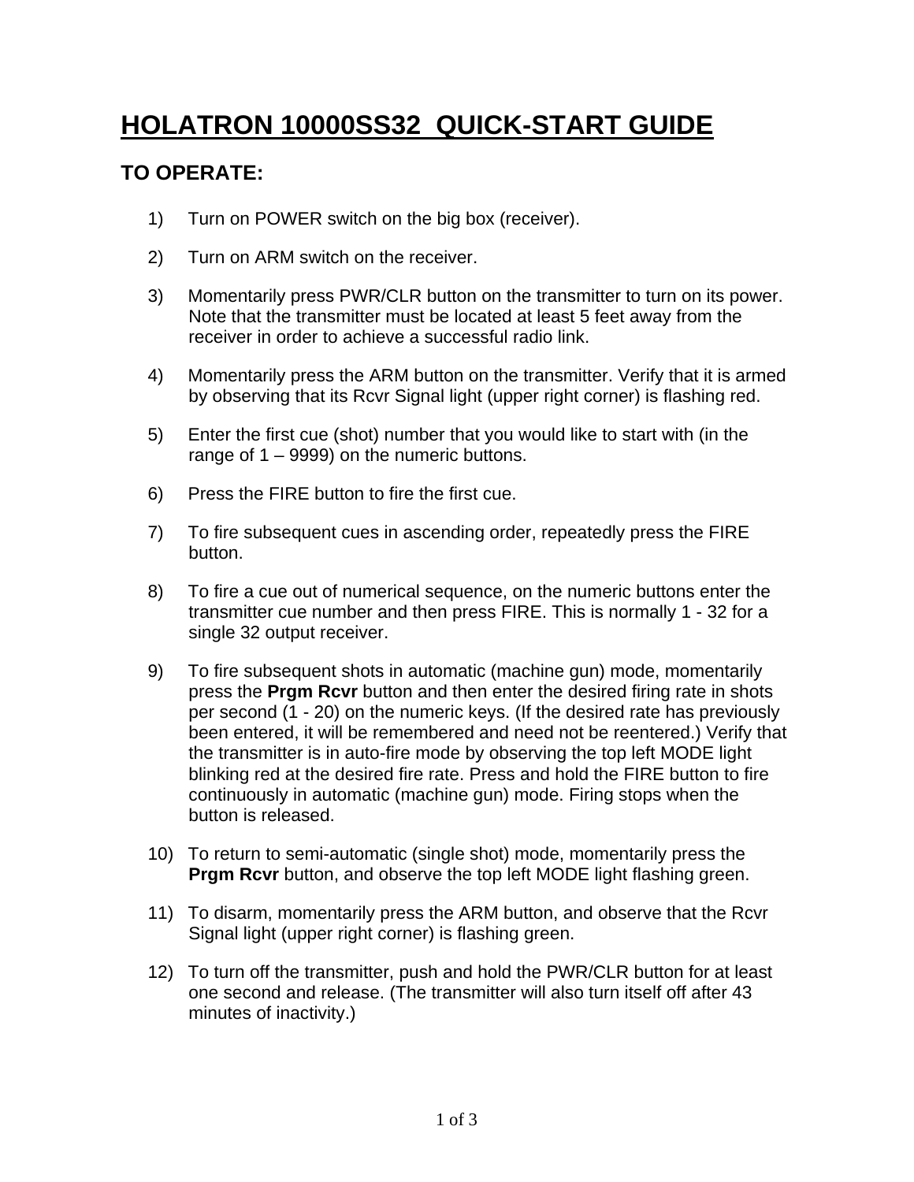# HOLATRON 10000SS32 QUICK-START GUIDE

## TO OPERATE:

1) Turn on POWER switch on the big box (receiver).

2) Turn on ARM switch on the receiver.

3) Momentarily press PWR/CLR button on the transmitter to turn on its power. Note that the transmitter must be located at least 5 feet away from the receiver in order to achieve a successful radio link.

4) Momentarily press the ARM button on the transmitter. Verify that it is armed by observing that its Rcvr Signal light (upper right corner) is flashing red.

5) Enter the first cue (shot) number that you would like to start with (in the range of 1 – 9999) on the numeric buttons.

6) Press the FIRE button to fire the first cue.

7) To fire subsequent cues in ascending order, repeatedly press the FIRE button.

8) To fire a cue out of numerical sequence, on the numeric buttons enter the transmitter cue number and then press FIRE. This is normally 1 - 32 for a single 32 output receiver.

9) To fire subsequent shots in automatic (machine gun) mode, momentarily press the **Prgm Rcvr** button and then enter the desired firing rate in shots per second (1 - 20) on the numeric keys. (If the desired rate has previously been entered, it will be remembered and need not be reentered.) Verify that the transmitter is in auto-fire mode by observing the top left MODE light blinking red at the desired fire rate. Press and hold the FIRE button to fire continuously in automatic (machine gun) mode. Firing stops when the button is released.

10) To return to semi-automatic (single shot) mode, momentarily press the **Prgm Rcvr** button, and observe the top left MODE light flashing green.

11) To disarm, momentarily press the ARM button, and observe that the Rcvr Signal light (upper right corner) is flashing green.

12) To turn off the transmitter, push and hold the PWR/CLR button for at least one second and release. (The transmitter will also turn itself off after 43 minutes of inactivity.)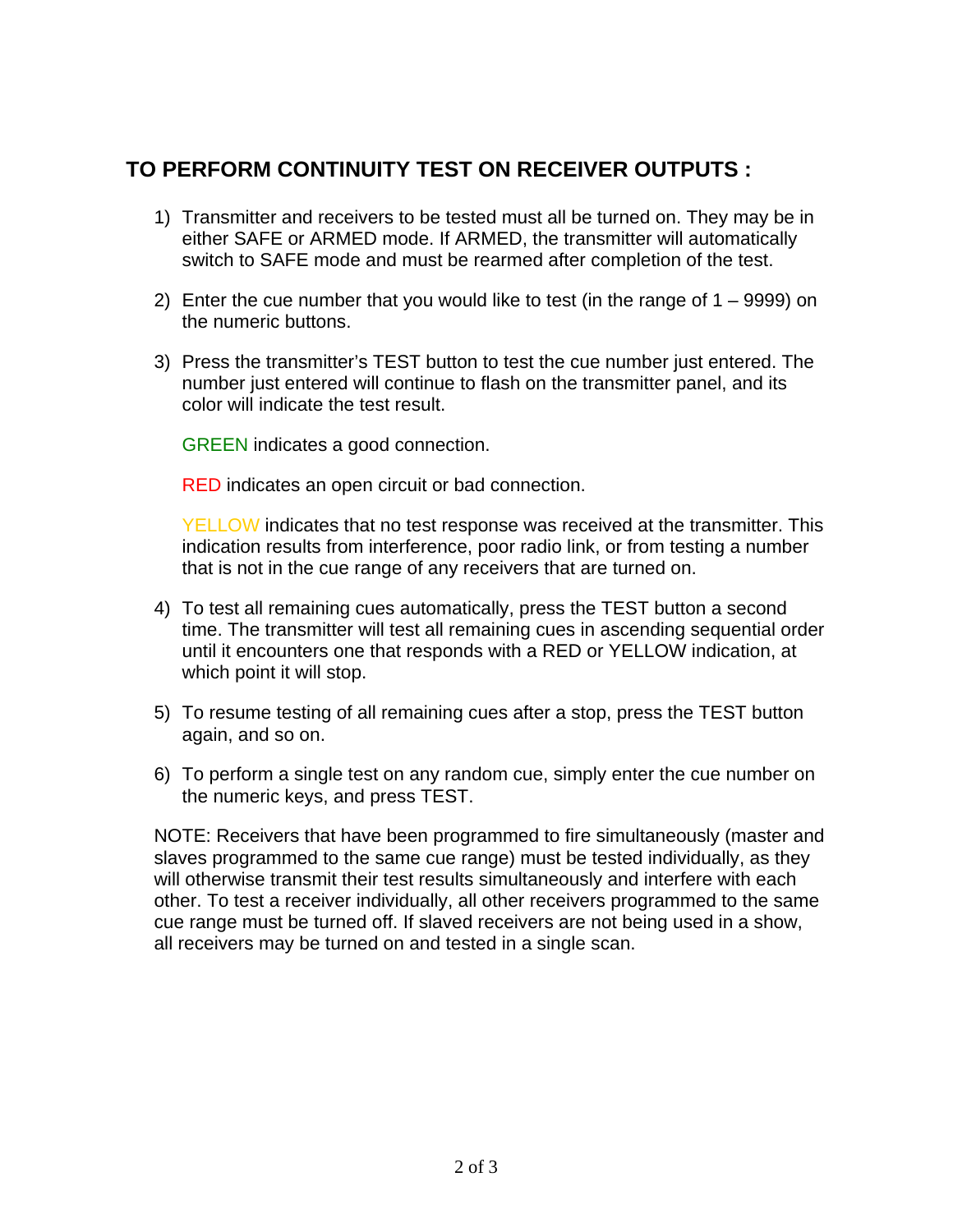## TO PERFORM CONTINUITY TEST ON RECEIVER OUTPUTS :

1) Transmitter and receivers to be tested must all be turned on. They may be in either SAFE or ARMED mode. If ARMED, the transmitter will automatically switch to SAFE mode and must be rearmed after completion of the test.

2) Enter the cue number that you would like to test (in the range of 1 – 9999) on the numeric buttons.

3) Press the transmitter's TEST button to test the cue number just entered. The number just entered will continue to flash on the transmitter panel, and its color will indicate the test result.

   GREEN indicates a good connection.

   RED indicates an open circuit or bad connection.

   YELLOW indicates that no test response was received at the transmitter. This indication results from interference, poor radio link, or from testing a number that is not in the cue range of any receivers that are turned on.

4) To test all remaining cues automatically, press the TEST button a second time. The transmitter will test all remaining cues in ascending sequential order until it encounters one that responds with a RED or YELLOW indication, at which point it will stop.

5) To resume testing of all remaining cues after a stop, press the TEST button again, and so on.

6) To perform a single test on any random cue, simply enter the cue number on the numeric keys, and press TEST.

NOTE: Receivers that have been programmed to fire simultaneously (master and slaves programmed to the same cue range) must be tested individually, as they will otherwise transmit their test results simultaneously and interfere with each other. To test a receiver individually, all other receivers programmed to the same cue range must be turned off. If slaved receivers are not being used in a show, all receivers may be turned on and tested in a single scan.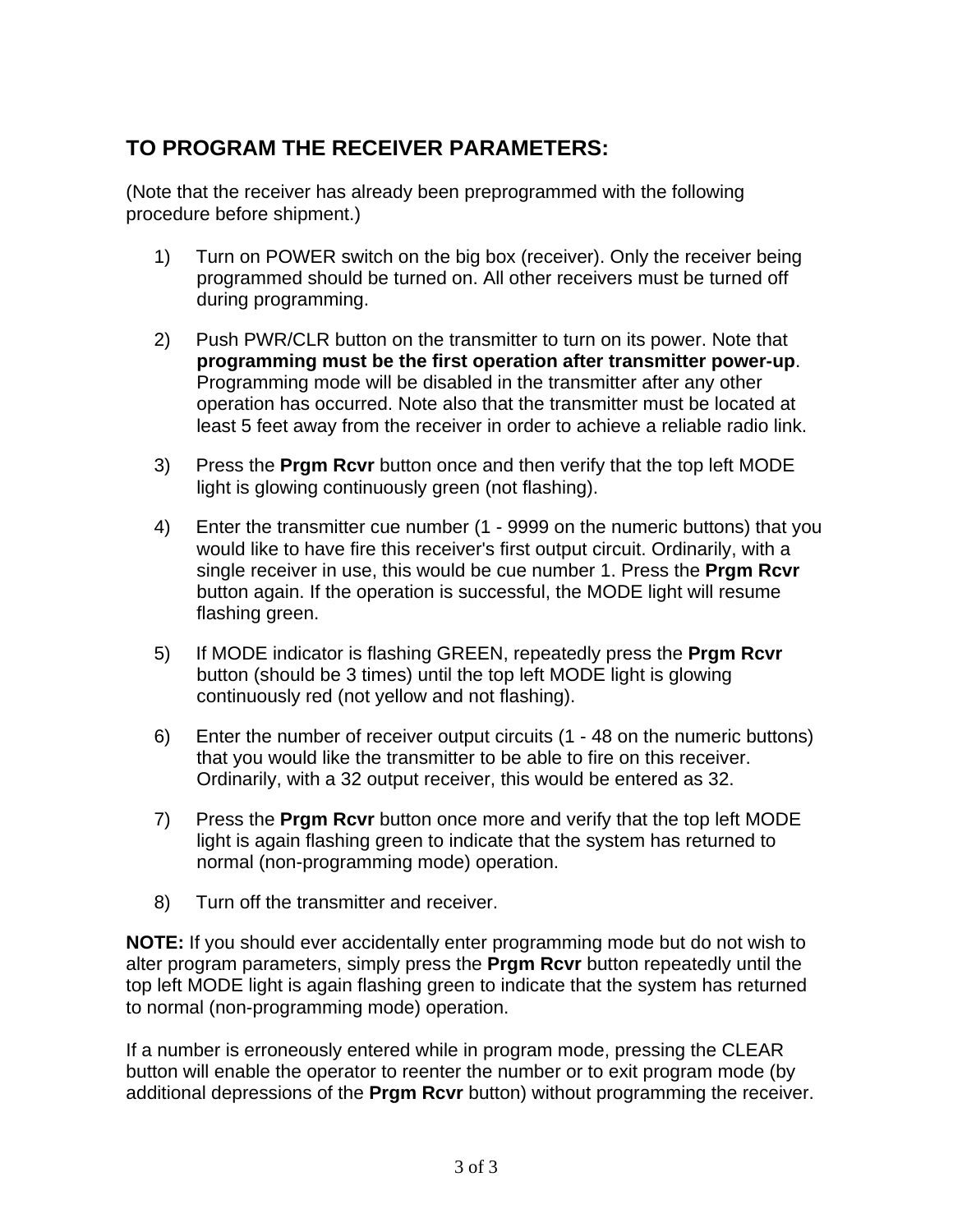## TO PROGRAM THE RECEIVER PARAMETERS:

(Note that the receiver has already been preprogrammed with the following procedure before shipment.)

1) Turn on POWER switch on the big box (receiver). Only the receiver being programmed should be turned on. All other receivers must be turned off during programming.

2) Push PWR/CLR button on the transmitter to turn on its power. Note that **programming must be the first operation after transmitter power-up**. Programming mode will be disabled in the transmitter after any other operation has occurred. Note also that the transmitter must be located at least 5 feet away from the receiver in order to achieve a reliable radio link.

3) Press the **Prgm Rcvr** button once and then verify that the top left MODE light is glowing continuously green (not flashing).

4) Enter the transmitter cue number (1 - 9999 on the numeric buttons) that you would like to have fire this receiver's first output circuit. Ordinarily, with a single receiver in use, this would be cue number 1. Press the **Prgm Rcvr** button again. If the operation is successful, the MODE light will resume flashing green.

5) If MODE indicator is flashing GREEN, repeatedly press the **Prgm Rcvr** button (should be 3 times) until the top left MODE light is glowing continuously red (not yellow and not flashing).

6) Enter the number of receiver output circuits (1 - 48 on the numeric buttons) that you would like the transmitter to be able to fire on this receiver. Ordinarily, with a 32 output receiver, this would be entered as 32.

7) Press the **Prgm Rcvr** button once more and verify that the top left MODE light is again flashing green to indicate that the system has returned to normal (non-programming mode) operation.

8) Turn off the transmitter and receiver.

**NOTE:** If you should ever accidentally enter programming mode but do not wish to alter program parameters, simply press the **Prgm Rcvr** button repeatedly until the top left MODE light is again flashing green to indicate that the system has returned to normal (non-programming mode) operation.

If a number is erroneously entered while in program mode, pressing the CLEAR button will enable the operator to reenter the number or to exit program mode (by additional depressions of the **Prgm Rcvr** button) without programming the receiver.